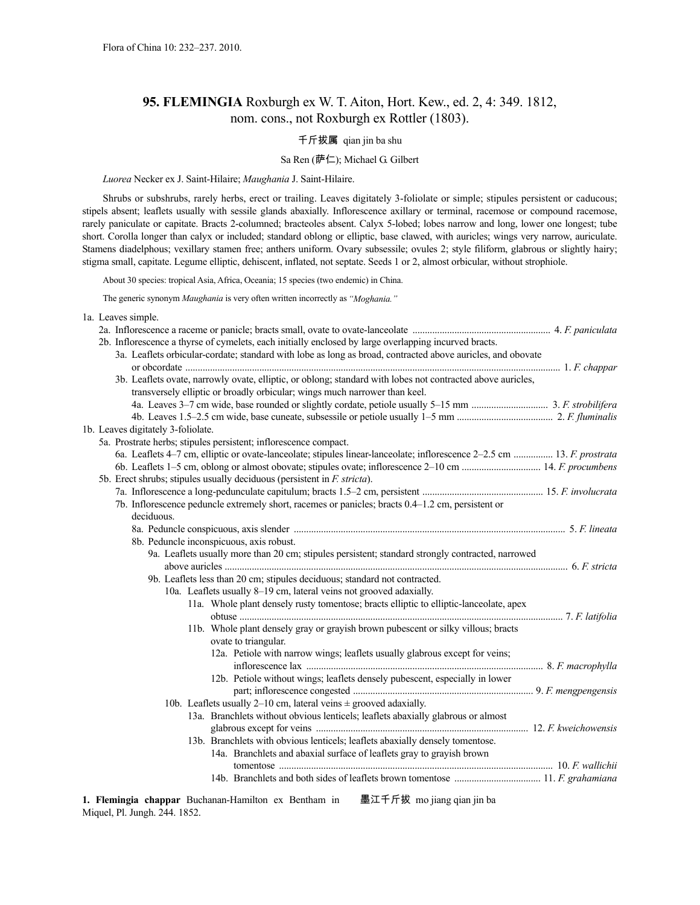Flora of China 10: 232–237. 2010.

# 95. FLEMINGIA Roxburgh ex W. T. Aiton, Hort. Kew., ed. 2, 4: 349. 1812, nom. cons., not Roxburgh ex Rottler (1803).

千斤拔属 qian jin ba shu

Sa Ren (萨仁); Michael G. Gilbert

*Luorea* Necker ex J. Saint-Hilaire; *Maughania* J. Saint-Hilaire.

Shrubs or subshrubs, rarely herbs, erect or trailing. Leaves digitately 3-foliolate or simple; stipules persistent or caducous; stipels absent; leaflets usually with sessile glands abaxially. Inflorescence axillary or terminal, racemose or compound racemose, rarely paniculate or capitate. Bracts 2-columned; bracteoles absent. Calyx 5-lobed; lobes narrow and long, lower one longest; tube short. Corolla longer than calyx or included; standard oblong or elliptic, base clawed, with auricles; wings very narrow, auriculate. Stamens diadelphous; vexillary stamen free; anthers uniform. Ovary subsessile; ovules 2; style filiform, glabrous or slightly hairy; stigma small, capitate. Legume elliptic, dehiscent, inflated, not septate. Seeds 1 or 2, almost orbicular, without strophiole.

About 30 species: tropical Asia, Africa, Oceania; 15 species (two endemic) in China.

The generic synonym *Maughania* is very often written incorrectly as *"Moghania."*

1a. Leaves simple.
- 2a. Inflorescence a raceme or panicle; bracts small, ovate to ovate-lanceolate ....... 4. *F. paniculata*
- 2b. Inflorescence a thyrse of cymelets, each initially enclosed by large overlapping incurved bracts.
  - 3a. Leaflets orbicular-cordate; standard with lobe as long as broad, contracted above auricles, and obovate or obcordate ....... 1. *F. chappar*
  - 3b. Leaflets ovate, narrowly ovate, elliptic, or oblong; standard with lobes not contracted above auricles, transversely elliptic or broadly orbicular; wings much narrower than keel.
    - 4a. Leaves 3–7 cm wide, base rounded or slightly cordate, petiole usually 5–15 mm ....... 3. *F. strobilifera*
    - 4b. Leaves 1.5–2.5 cm wide, base cuneate, subsessile or petiole usually 1–5 mm ....... 2. *F. fluminalis*

1b. Leaves digitately 3-foliolate.
- 5a. Prostrate herbs; stipules persistent; inflorescence compact.
  - 6a. Leaflets 4–7 cm, elliptic or ovate-lanceolate; stipules linear-lanceolate; inflorescence 2–2.5 cm ....... 13. *F. prostrata*
  - 6b. Leaflets 1–5 cm, oblong or almost obovate; stipules ovate; inflorescence 2–10 cm ....... 14. *F. procumbens*
- 5b. Erect shrubs; stipules usually deciduous (persistent in *F. stricta*).
  - 7a. Inflorescence a long-pedunculate capitulum; bracts 1.5–2 cm, persistent ....... 15. *F. involucrata*
  - 7b. Inflorescence peduncle extremely short, racemes or panicles; bracts 0.4–1.2 cm, persistent or deciduous.
    - 8a. Peduncle conspicuous, axis slender ....... 5. *F. lineata*
    - 8b. Peduncle inconspicuous, axis robust.
      - 9a. Leaflets usually more than 20 cm; stipules persistent; standard strongly contracted, narrowed above auricles ....... 6. *F. stricta*
      - 9b. Leaflets less than 20 cm; stipules deciduous; standard not contracted.
        - 10a. Leaflets usually 8–19 cm, lateral veins not grooved adaxially.
          - 11a. Whole plant densely rusty tomentose; bracts elliptic to elliptic-lanceolate, apex obtuse ....... 7. *F. latifolia*
          - 11b. Whole plant densely gray or grayish brown pubescent or silky villous; bracts ovate to triangular.
            - 12a. Petiole with narrow wings; leaflets usually glabrous except for veins; inflorescence lax ....... 8. *F. macrophylla*
            - 12b. Petiole without wings; leaflets densely pubescent, especially in lower part; inflorescence congested ....... 9. *F. mengpengensis*
        - 10b. Leaflets usually 2–10 cm, lateral veins ± grooved adaxially.
          - 13a. Branchlets without obvious lenticels; leaflets abaxially glabrous or almost glabrous except for veins ....... 12. *F. kweichowensis*
          - 13b. Branchlets with obvious lenticels; leaflets abaxially densely tomentose.
            - 14a. Branchlets and abaxial surface of leaflets gray to grayish brown tomentose ....... 10. *F. wallichii*
            - 14b. Branchlets and both sides of leaflets brown tomentose ....... 11. *F. grahamiana*

**1. Flemingia chappar** Buchanan-Hamilton ex Bentham in Miquel, Pl. Jungh. 244. 1852.

墨江千斤拔 mo jiang qian jin ba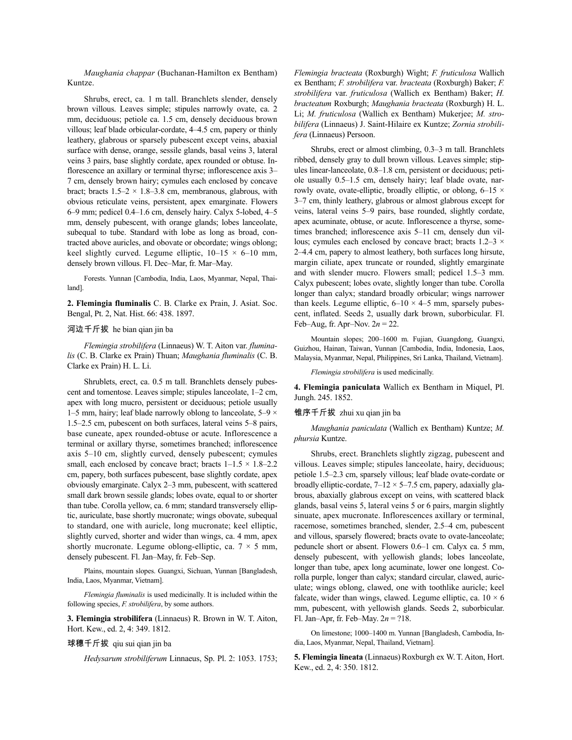*Maughania chappar* (Buchanan-Hamilton ex Bentham) Kuntze.

Shrubs, erect, ca. 1 m tall. Branchlets slender, densely brown villous. Leaves simple; stipules narrowly ovate, ca. 2 mm, deciduous; petiole ca. 1.5 cm, densely deciduous brown villous; leaf blade orbicular-cordate, 4–4.5 cm, papery or thinly leathery, glabrous or sparsely pubescent except veins, abaxial surface with dense, orange, sessile glands, basal veins 3, lateral veins 3 pairs, base slightly cordate, apex rounded or obtuse. Inflorescence an axillary or terminal thyrse; inflorescence axis 3–7 cm, densely brown hairy; cymules each enclosed by concave bract; bracts 1.5–2 × 1.8–3.8 cm, membranous, glabrous, with obvious reticulate veins, persistent, apex emarginate. Flowers 6–9 mm; pedicel 0.4–1.6 cm, densely hairy. Calyx 5-lobed, 4–5 mm, densely pubescent, with orange glands; lobes lanceolate, subequal to tube. Standard with lobe as long as broad, contracted above auricles, and obovate or obcordate; wings oblong; keel slightly curved. Legume elliptic, 10–15 × 6–10 mm, densely brown villous. Fl. Dec–Mar, fr. Mar–May.

Forests. Yunnan [Cambodia, India, Laos, Myanmar, Nepal, Thailand].

**2. Flemingia fluminalis** C. B. Clarke ex Prain, J. Asiat. Soc. Bengal, Pt. 2, Nat. Hist. 66: 438. 1897.

河边千斤拔 he bian qian jin ba

*Flemingia strobilifera* (Linnaeus) W. T. Aiton var. *fluminalis* (C. B. Clarke ex Prain) Thuan; *Maughania fluminalis* (C. B. Clarke ex Prain) H. L. Li.

Shrublets, erect, ca. 0.5 m tall. Branchlets densely pubescent and tomentose. Leaves simple; stipules lanceolate, 1–2 cm, apex with long mucro, persistent or deciduous; petiole usually 1–5 mm, hairy; leaf blade narrowly oblong to lanceolate, 5–9 × 1.5–2.5 cm, pubescent on both surfaces, lateral veins 5–8 pairs, base cuneate, apex rounded-obtuse or acute. Inflorescence a terminal or axillary thyrse, sometimes branched; inflorescence axis 5–10 cm, slightly curved, densely pubescent; cymules small, each enclosed by concave bract; bracts 1–1.5 × 1.8–2.2 cm, papery, both surfaces pubescent, base slightly cordate, apex obviously emarginate. Calyx 2–3 mm, pubescent, with scattered small dark brown sessile glands; lobes ovate, equal to or shorter than tube. Corolla yellow, ca. 6 mm; standard transversely elliptic, auriculate, base shortly mucronate; wings obovate, subequal to standard, one with auricle, long mucronate; keel elliptic, slightly curved, shorter and wider than wings, ca. 4 mm, apex shortly mucronate. Legume oblong-elliptic, ca. 7 × 5 mm, densely pubescent. Fl. Jan–May, fr. Feb–Sep.

Plains, mountain slopes. Guangxi, Sichuan, Yunnan [Bangladesh, India, Laos, Myanmar, Vietnam].

*Flemingia fluminalis* is used medicinally. It is included within the following species, *F. strobilifera*, by some authors.

**3. Flemingia strobilifera** (Linnaeus) R. Brown in W. T. Aiton, Hort. Kew., ed. 2, 4: 349. 1812.

球穗千斤拔 qiu sui qian jin ba

*Hedysarum strobiliferum* Linnaeus, Sp. Pl. 2: 1053. 1753; *Flemingia bracteata* (Roxburgh) Wight; *F. fruticulosa* Wallich ex Bentham; *F. strobilifera* var. *bracteata* (Roxburgh) Baker; *F. strobilifera* var. *fruticulosa* (Wallich ex Bentham) Baker; *H. bracteatum* Roxburgh; *Maughania bracteata* (Roxburgh) H. L. Li; *M. fruticulosa* (Wallich ex Bentham) Mukerjee; *M. strobilifera* (Linnaeus) J. Saint-Hilaire ex Kuntze; *Zornia strobilifera* (Linnaeus) Persoon.

Shrubs, erect or almost climbing, 0.3–3 m tall. Branchlets ribbed, densely gray to dull brown villous. Leaves simple; stipules linear-lanceolate, 0.8–1.8 cm, persistent or deciduous; petiole usually 0.5–1.5 cm, densely hairy; leaf blade ovate, narrowly ovate, ovate-elliptic, broadly elliptic, or oblong, 6–15 × 3–7 cm, thinly leathery, glabrous or almost glabrous except for veins, lateral veins 5–9 pairs, base rounded, slightly cordate, apex acuminate, obtuse, or acute. Inflorescence a thyrse, sometimes branched; inflorescence axis 5–11 cm, densely dun villous; cymules each enclosed by concave bract; bracts 1.2–3 × 2–4.4 cm, papery to almost leathery, both surfaces long hirsute, margin ciliate, apex truncate or rounded, slightly emarginate and with slender mucro. Flowers small; pedicel 1.5–3 mm. Calyx pubescent; lobes ovate, slightly longer than tube. Corolla longer than calyx; standard broadly orbicular; wings narrower than keels. Legume elliptic, 6–10 × 4–5 mm, sparsely pubescent, inflated. Seeds 2, usually dark brown, suborbicular. Fl. Feb–Aug, fr. Apr–Nov. $2n = 22$.

Mountain slopes; 200–1600 m. Fujian, Guangdong, Guangxi, Guizhou, Hainan, Taiwan, Yunnan [Cambodia, India, Indonesia, Laos, Malaysia, Myanmar, Nepal, Philippines, Sri Lanka, Thailand, Vietnam].

*Flemingia strobilifera* is used medicinally.

**4. Flemingia paniculata** Wallich ex Bentham in Miquel, Pl. Jungh. 245. 1852.

锥序千斤拔 zhui xu qian jin ba

*Maughania paniculata* (Wallich ex Bentham) Kuntze; *M. phursia* Kuntze.

Shrubs, erect. Branchlets slightly zigzag, pubescent and villous. Leaves simple; stipules lanceolate, hairy, deciduous; petiole 1.5–2.3 cm, sparsely villous; leaf blade ovate-cordate or broadly elliptic-cordate, 7–12 × 5–7.5 cm, papery, adaxially glabrous, abaxially glabrous except on veins, with scattered black glands, basal veins 5, lateral veins 5 or 6 pairs, margin slightly sinuate, apex mucronate. Inflorescences axillary or terminal, racemose, sometimes branched, slender, 2.5–4 cm, pubescent and villous, sparsely flowered; bracts ovate to ovate-lanceolate; peduncle short or absent. Flowers 0.6–1 cm. Calyx ca. 5 mm, densely pubescent, with yellowish glands; lobes lanceolate, longer than tube, apex long acuminate, lower one longest. Corolla purple, longer than calyx; standard circular, clawed, auriculate; wings oblong, clawed, one with toothlike auricle; keel falcate, wider than wings, clawed. Legume elliptic, ca. 10 × 6 mm, pubescent, with yellowish glands. Seeds 2, suborbicular. Fl. Jan–Apr, fr. Feb–May. $2n = ?18$.

On limestone; 1000–1400 m. Yunnan [Bangladesh, Cambodia, India, Laos, Myanmar, Nepal, Thailand, Vietnam].

**5. Flemingia lineata** (Linnaeus) Roxburgh ex W. T. Aiton, Hort. Kew., ed. 2, 4: 350. 1812.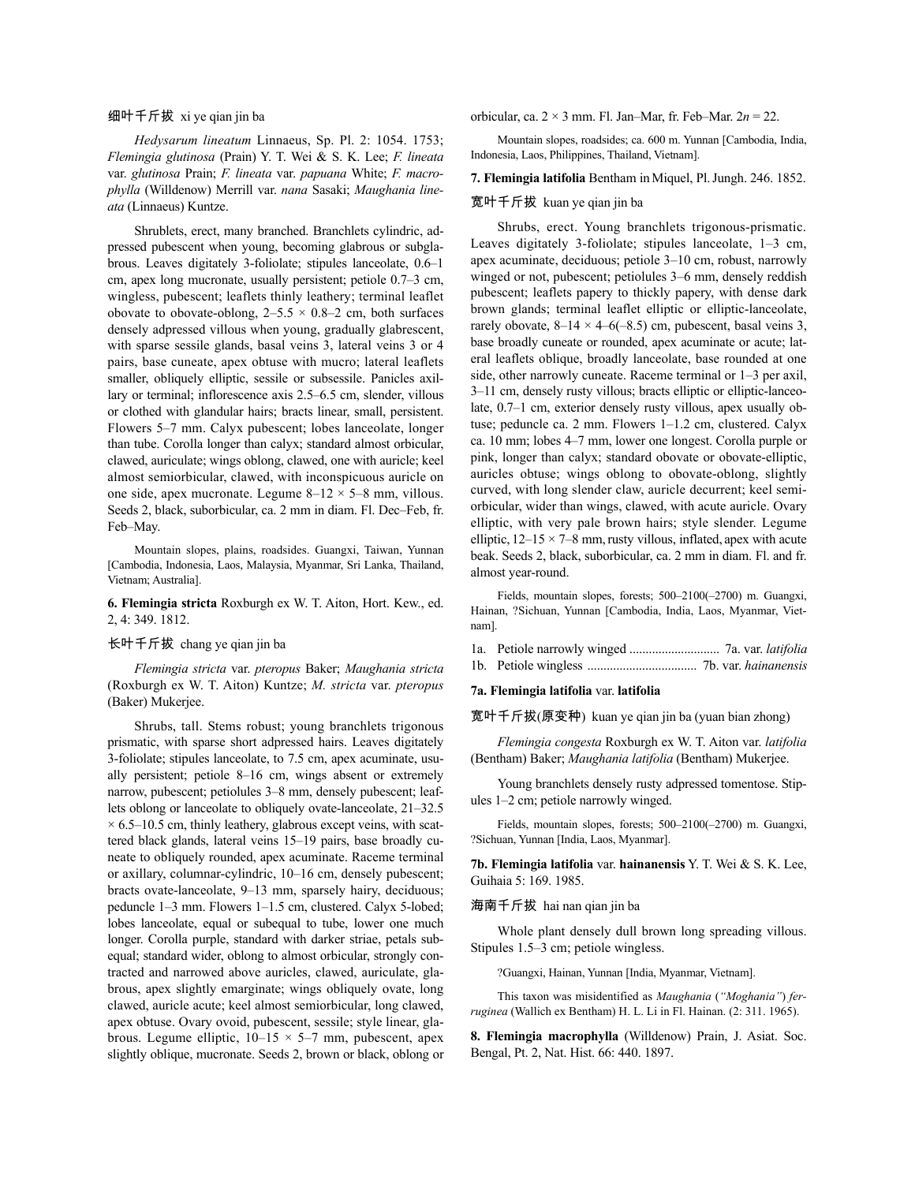细叶千斤拔 xi ye qian jin ba

*Hedysarum lineatum* Linnaeus, Sp. Pl. 2: 1054. 1753; *Flemingia glutinosa* (Prain) Y. T. Wei & S. K. Lee; *F. lineata* var. *glutinosa* Prain; *F. lineata* var. *papuana* White; *F. macrophylla* (Willdenow) Merrill var. *nana* Sasaki; *Maughania lineata* (Linnaeus) Kuntze.

Shrublets, erect, many branched. Branchlets cylindric, adpressed pubescent when young, becoming glabrous or subglabrous. Leaves digitately 3-foliolate; stipules lanceolate, 0.6–1 cm, apex long mucronate, usually persistent; petiole 0.7–3 cm, wingless, pubescent; leaflets thinly leathery; terminal leaflet obovate to obovate-oblong, 2–5.5 × 0.8–2 cm, both surfaces densely adpressed villous when young, gradually glabrescent, with sparse sessile glands, basal veins 3, lateral veins 3 or 4 pairs, base cuneate, apex obtuse with mucro; lateral leaflets smaller, obliquely elliptic, sessile or subsessile. Panicles axillary or terminal; inflorescence axis 2.5–6.5 cm, slender, villous or clothed with glandular hairs; bracts linear, small, persistent. Flowers 5–7 mm. Calyx pubescent; lobes lanceolate, longer than tube. Corolla longer than calyx; standard almost orbicular, clawed, auriculate; wings oblong, clawed, one with auricle; keel almost semiorbicular, clawed, with inconspicuous auricle on one side, apex mucronate. Legume 8–12 × 5–8 mm, villous. Seeds 2, black, suborbicular, ca. 2 mm in diam. Fl. Dec–Feb, fr. Feb–May.

Mountain slopes, plains, roadsides. Guangxi, Taiwan, Yunnan [Cambodia, Indonesia, Laos, Malaysia, Myanmar, Sri Lanka, Thailand, Vietnam; Australia].

**6. Flemingia stricta** Roxburgh ex W. T. Aiton, Hort. Kew., ed. 2, 4: 349. 1812.

长叶千斤拔 chang ye qian jin ba

*Flemingia stricta* var. *pteropus* Baker; *Maughania stricta* (Roxburgh ex W. T. Aiton) Kuntze; *M. stricta* var. *pteropus* (Baker) Mukerjee.

Shrubs, tall. Stems robust; young branchlets trigonous prismatic, with sparse short adpressed hairs. Leaves digitately 3-foliolate; stipules lanceolate, to 7.5 cm, apex acuminate, usually persistent; petiole 8–16 cm, wings absent or extremely narrow, pubescent; petiolules 3–8 mm, densely pubescent; leaflets oblong or lanceolate to obliquely ovate-lanceolate, 21–32.5 × 6.5–10.5 cm, thinly leathery, glabrous except veins, with scattered black glands, lateral veins 15–19 pairs, base broadly cuneate to obliquely rounded, apex acuminate. Raceme terminal or axillary, columnar-cylindric, 10–16 cm, densely pubescent; bracts ovate-lanceolate, 9–13 mm, sparsely hairy, deciduous; peduncle 1–3 mm. Flowers 1–1.5 cm, clustered. Calyx 5-lobed; lobes lanceolate, equal or subequal to tube, lower one much longer. Corolla purple, standard with darker striae, petals subequal; standard wider, oblong to almost orbicular, strongly contracted and narrowed above auricles, clawed, auriculate, glabrous, apex slightly emarginate; wings obliquely ovate, long clawed, auricle acute; keel almost semiorbicular, long clawed, apex obtuse. Ovary ovoid, pubescent, sessile; style linear, glabrous. Legume elliptic, 10–15 × 5–7 mm, pubescent, apex slightly oblique, mucronate. Seeds 2, brown or black, oblong or orbicular, ca. 2 × 3 mm. Fl. Jan–Mar, fr. Feb–Mar. $2n = 22$.

Mountain slopes, roadsides; ca. 600 m. Yunnan [Cambodia, India, Indonesia, Laos, Philippines, Thailand, Vietnam].

**7. Flemingia latifolia** Bentham in Miquel, Pl. Jungh. 246. 1852.

宽叶千斤拔 kuan ye qian jin ba

Shrubs, erect. Young branchlets trigonous-prismatic. Leaves digitately 3-foliolate; stipules lanceolate, 1–3 cm, apex acuminate, deciduous; petiole 3–10 cm, robust, narrowly winged or not, pubescent; petiolules 3–6 mm, densely reddish pubescent; leaflets papery to thickly papery, with dense dark brown glands; terminal leaflet elliptic or elliptic-lanceolate, rarely obovate, 8–14 × 4–6(–8.5) cm, pubescent, basal veins 3, base broadly cuneate or rounded, apex acuminate or acute; lateral leaflets oblique, broadly lanceolate, base rounded at one side, other narrowly cuneate. Raceme terminal or 1–3 per axil, 3–11 cm, densely rusty villous; bracts elliptic or elliptic-lanceolate, 0.7–1 cm, exterior densely rusty villous, apex usually obtuse; peduncle ca. 2 mm. Flowers 1–1.2 cm, clustered. Calyx ca. 10 mm; lobes 4–7 mm, lower one longest. Corolla purple or pink, longer than calyx; standard obovate or obovate-elliptic, auricles obtuse; wings oblong to obovate-oblong, slightly curved, with long slender claw, auricle decurrent; keel semiorbicular, wider than wings, clawed, with acute auricle. Ovary elliptic, with very pale brown hairs; style slender. Legume elliptic, 12–15 × 7–8 mm, rusty villous, inflated, apex with acute beak. Seeds 2, black, suborbicular, ca. 2 mm in diam. Fl. and fr. almost year-round.

Fields, mountain slopes, forests; 500–2100(–2700) m. Guangxi, Hainan, ?Sichuan, Yunnan [Cambodia, India, Laos, Myanmar, Vietnam].

1a. Petiole narrowly winged ............................ 7a. var. *latifolia*
1b. Petiole wingless .................................. 7b. var. *hainanensis*

**7a. Flemingia latifolia** var. **latifolia**

宽叶千斤拔(原变种) kuan ye qian jin ba (yuan bian zhong)

*Flemingia congesta* Roxburgh ex W. T. Aiton var. *latifolia* (Bentham) Baker; *Maughania latifolia* (Bentham) Mukerjee.

Young branchlets densely rusty adpressed tomentose. Stipules 1–2 cm; petiole narrowly winged.

Fields, mountain slopes, forests; 500–2100(–2700) m. Guangxi, ?Sichuan, Yunnan [India, Laos, Myanmar].

**7b. Flemingia latifolia** var. **hainanensis** Y. T. Wei & S. K. Lee, Guihaia 5: 169. 1985.

海南千斤拔 hai nan qian jin ba

Whole plant densely dull brown long spreading villous. Stipules 1.5–3 cm; petiole wingless.

?Guangxi, Hainan, Yunnan [India, Myanmar, Vietnam].

This taxon was misidentified as *Maughania* (*"Moghania"*) *ferruginea* (Wallich ex Bentham) H. L. Li in Fl. Hainan. (2: 311. 1965).

**8. Flemingia macrophylla** (Willdenow) Prain, J. Asiat. Soc. Bengal, Pt. 2, Nat. Hist. 66: 440. 1897.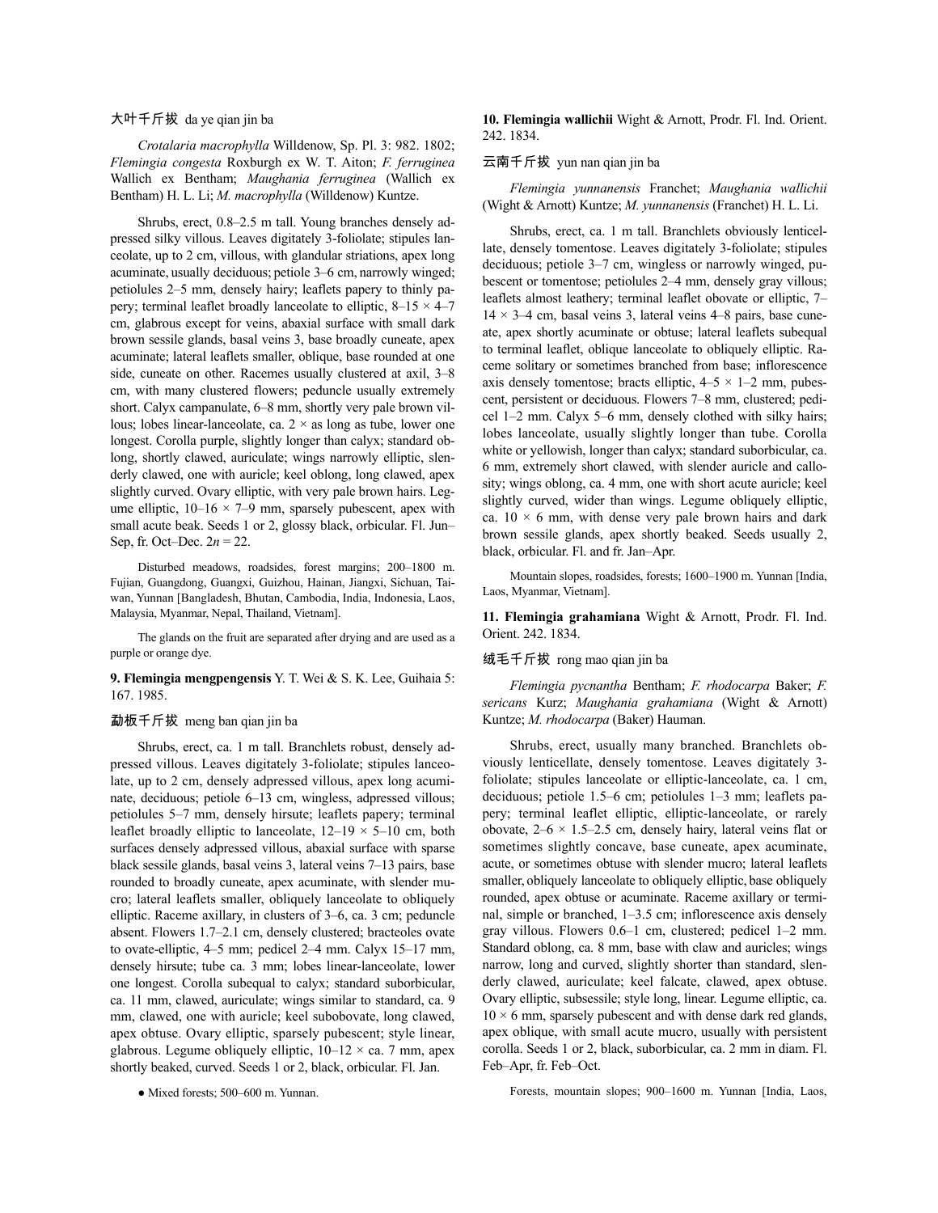大叶千斤拔 da ye qian jin ba

*Crotalaria macrophylla* Willdenow, Sp. Pl. 3: 982. 1802; *Flemingia congesta* Roxburgh ex W. T. Aiton; *F. ferruginea* Wallich ex Bentham; *Maughania ferruginea* (Wallich ex Bentham) H. L. Li; *M. macrophylla* (Willdenow) Kuntze.

Shrubs, erect, 0.8–2.5 m tall. Young branches densely adpressed silky villous. Leaves digitately 3-foliolate; stipules lanceolate, up to 2 cm, villous, with glandular striations, apex long acuminate, usually deciduous; petiole 3–6 cm, narrowly winged; petiolules 2–5 mm, densely hairy; leaflets papery to thinly papery; terminal leaflet broadly lanceolate to elliptic, 8–15 × 4–7 cm, glabrous except for veins, abaxial surface with small dark brown sessile glands, basal veins 3, base broadly cuneate, apex acuminate; lateral leaflets smaller, oblique, base rounded at one side, cuneate on other. Racemes usually clustered at axil, 3–8 cm, with many clustered flowers; peduncle usually extremely short. Calyx campanulate, 6–8 mm, shortly very pale brown villous; lobes linear-lanceolate, ca. 2 × as long as tube, lower one longest. Corolla purple, slightly longer than calyx; standard oblong, shortly clawed, auriculate; wings narrowly elliptic, slenderly clawed, one with auricle; keel oblong, long clawed, apex slightly curved. Ovary elliptic, with very pale brown hairs. Legume elliptic, 10–16 × 7–9 mm, sparsely pubescent, apex with small acute beak. Seeds 1 or 2, glossy black, orbicular. Fl. Jun–Sep, fr. Oct–Dec. $2n = 22$.

Disturbed meadows, roadsides, forest margins; 200–1800 m. Fujian, Guangdong, Guangxi, Guizhou, Hainan, Jiangxi, Sichuan, Taiwan, Yunnan [Bangladesh, Bhutan, Cambodia, India, Indonesia, Laos, Malaysia, Myanmar, Nepal, Thailand, Vietnam].

The glands on the fruit are separated after drying and are used as a purple or orange dye.

**9. Flemingia mengpengensis** Y. T. Wei & S. K. Lee, Guihaia 5: 167. 1985.

勐板千斤拔 meng ban qian jin ba

Shrubs, erect, ca. 1 m tall. Branchlets robust, densely adpressed villous. Leaves digitately 3-foliolate; stipules lanceolate, up to 2 cm, densely adpressed villous, apex long acuminate, deciduous; petiole 6–13 cm, densely hirsute, adpressed villous; petiolules 5–7 mm, densely hirsute; leaflets papery; terminal leaflet broadly elliptic to lanceolate, 12–19 × 5–10 cm, both surfaces densely adpressed villous, abaxial surface with sparse black sessile glands, basal veins 3, lateral veins 7–13 pairs, base rounded to broadly cuneate, apex acuminate, with slender mucro; lateral leaflets smaller, obliquely lanceolate to obliquely elliptic. Raceme axillary, in clusters of 3–6, ca. 3 cm; peduncle absent. Flowers 1.7–2.1 cm, densely clustered; bracteoles ovate to ovate-elliptic, 4–5 mm; pedicel 2–4 mm. Calyx 15–17 mm, densely hirsute; tube ca. 3 mm; lobes linear-lanceolate, lower one longest. Corolla subequal to calyx; standard suborbicular, ca. 11 mm, clawed, auriculate; wings similar to standard, ca. 9 mm, clawed, one with auricle; keel subobovate, long clawed, apex obtuse. Ovary elliptic, sparsely pubescent; style linear, glabrous. Legume obliquely elliptic, 10–12 × ca. 7 mm, apex shortly beaked, curved. Seeds 1 or 2, black, orbicular. Fl. Jan.

● Mixed forests; 500–600 m. Yunnan.

**10. Flemingia wallichii** Wight & Arnott, Prodr. Fl. Ind. Orient. 242. 1834.

云南千斤拔 yun nan qian jin ba

*Flemingia yunnanensis* Franchet; *Maughania wallichii* (Wight & Arnott) Kuntze; *M. yunnanensis* (Franchet) H. L. Li.

Shrubs, erect, ca. 1 m tall. Branchlets obviously lenticellate, densely tomentose. Leaves digitately 3-foliolate; stipules deciduous; petiole 3–7 cm, wingless or narrowly winged, pubescent or tomentose; petiolules 2–4 mm, densely gray villous; leaflets almost leathery; terminal leaflet obovate or elliptic, 7–14 × 3–4 cm, basal veins 3, lateral veins 4–8 pairs, base cuneate, apex shortly acuminate or obtuse; lateral leaflets subequal to terminal leaflet, oblique lanceolate to obliquely elliptic. Raceme solitary or sometimes branched from base; inflorescence axis densely tomentose; bracts elliptic, 4–5 × 1–2 mm, pubescent, persistent or deciduous. Flowers 7–8 mm, clustered; pedicel 1–2 mm. Calyx 5–6 mm, densely clothed with silky hairs; lobes lanceolate, usually slightly longer than tube. Corolla white or yellowish, longer than calyx; standard suborbicular, ca. 6 mm, extremely short clawed, with slender auricle and callosity; wings oblong, ca. 4 mm, one with short acute auricle; keel slightly curved, wider than wings. Legume obliquely elliptic, ca. 10 × 6 mm, with dense very pale brown hairs and dark brown sessile glands, apex shortly beaked. Seeds usually 2, black, orbicular. Fl. and fr. Jan–Apr.

Mountain slopes, roadsides, forests; 1600–1900 m. Yunnan [India, Laos, Myanmar, Vietnam].

**11. Flemingia grahamiana** Wight & Arnott, Prodr. Fl. Ind. Orient. 242. 1834.

绒毛千斤拔 rong mao qian jin ba

*Flemingia pycnantha* Bentham; *F. rhodocarpa* Baker; *F. sericans* Kurz; *Maughania grahamiana* (Wight & Arnott) Kuntze; *M. rhodocarpa* (Baker) Hauman.

Shrubs, erect, usually many branched. Branchlets obviously lenticellate, densely tomentose. Leaves digitately 3-foliolate; stipules lanceolate or elliptic-lanceolate, ca. 1 cm, deciduous; petiole 1.5–6 cm; petiolules 1–3 mm; leaflets papery; terminal leaflet elliptic, elliptic-lanceolate, or rarely obovate, 2–6 × 1.5–2.5 cm, densely hairy, lateral veins flat or sometimes slightly concave, base cuneate, apex acuminate, acute, or sometimes obtuse with slender mucro; lateral leaflets smaller, obliquely lanceolate to obliquely elliptic, base obliquely rounded, apex obtuse or acuminate. Raceme axillary or terminal, simple or branched, 1–3.5 cm; inflorescence axis densely gray villous. Flowers 0.6–1 cm, clustered; pedicel 1–2 mm. Standard oblong, ca. 8 mm, base with claw and auricles; wings narrow, long and curved, slightly shorter than standard, slenderly clawed, auriculate; keel falcate, clawed, apex obtuse. Ovary elliptic, subsessile; style long, linear. Legume elliptic, ca. 10 × 6 mm, sparsely pubescent and with dense dark red glands, apex oblique, with small acute mucro, usually with persistent corolla. Seeds 1 or 2, black, suborbicular, ca. 2 mm in diam. Fl. Feb–Apr, fr. Feb–Oct.

Forests, mountain slopes; 900–1600 m. Yunnan [India, Laos,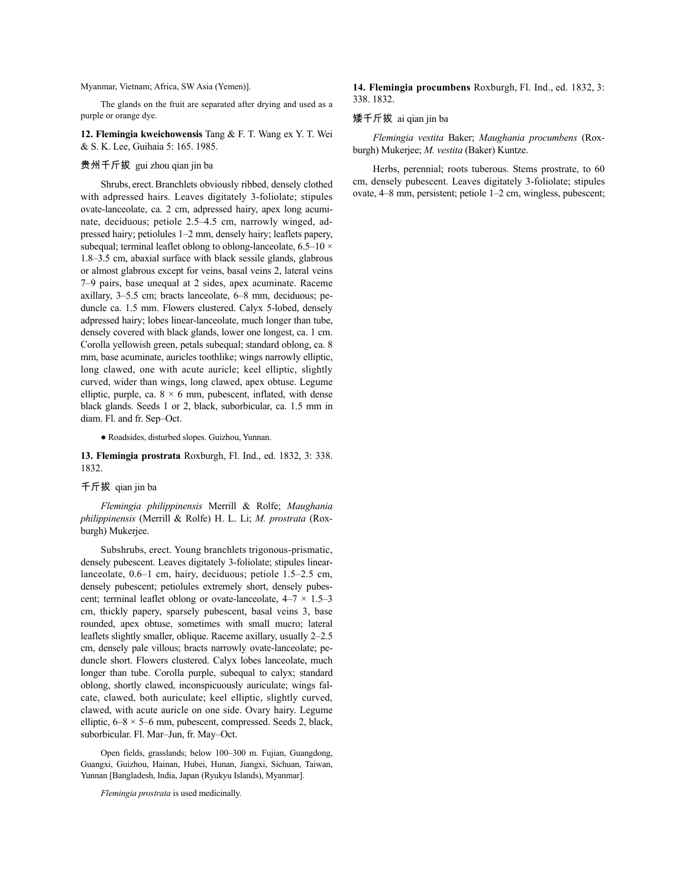Myanmar, Vietnam; Africa, SW Asia (Yemen)].

The glands on the fruit are separated after drying and used as a purple or orange dye.

**12. Flemingia kweichowensis** Tang & F. T. Wang ex Y. T. Wei & S. K. Lee, Guihaia 5: 165. 1985.

贵州千斤拔 gui zhou qian jin ba

Shrubs, erect. Branchlets obviously ribbed, densely clothed with adpressed hairs. Leaves digitately 3-foliolate; stipules ovate-lanceolate, ca. 2 cm, adpressed hairy, apex long acuminate, deciduous; petiole 2.5–4.5 cm, narrowly winged, adpressed hairy; petiolules 1–2 mm, densely hairy; leaflets papery, subequal; terminal leaflet oblong to oblong-lanceolate, 6.5–10 × 1.8–3.5 cm, abaxial surface with black sessile glands, glabrous or almost glabrous except for veins, basal veins 2, lateral veins 7–9 pairs, base unequal at 2 sides, apex acuminate. Raceme axillary, 3–5.5 cm; bracts lanceolate, 6–8 mm, deciduous; peduncle ca. 1.5 mm. Flowers clustered. Calyx 5-lobed, densely adpressed hairy; lobes linear-lanceolate, much longer than tube, densely covered with black glands, lower one longest, ca. 1 cm. Corolla yellowish green, petals subequal; standard oblong, ca. 8 mm, base acuminate, auricles toothlike; wings narrowly elliptic, long clawed, one with acute auricle; keel elliptic, slightly curved, wider than wings, long clawed, apex obtuse. Legume elliptic, purple, ca. 8 × 6 mm, pubescent, inflated, with dense black glands. Seeds 1 or 2, black, suborbicular, ca. 1.5 mm in diam. Fl. and fr. Sep–Oct.

● Roadsides, disturbed slopes. Guizhou, Yunnan.

**13. Flemingia prostrata** Roxburgh, Fl. Ind., ed. 1832, 3: 338. 1832.

千斤拔 qian jin ba

*Flemingia philippinensis* Merrill & Rolfe; *Maughania philippinensis* (Merrill & Rolfe) H. L. Li; *M. prostrata* (Roxburgh) Mukerjee.

Subshrubs, erect. Young branchlets trigonous-prismatic, densely pubescent. Leaves digitately 3-foliolate; stipules linear-lanceolate, 0.6–1 cm, hairy, deciduous; petiole 1.5–2.5 cm, densely pubescent; petiolules extremely short, densely pubescent; terminal leaflet oblong or ovate-lanceolate, 4–7 × 1.5–3 cm, thickly papery, sparsely pubescent, basal veins 3, base rounded, apex obtuse, sometimes with small mucro; lateral leaflets slightly smaller, oblique. Raceme axillary, usually 2–2.5 cm, densely pale villous; bracts narrowly ovate-lanceolate; peduncle short. Flowers clustered. Calyx lobes lanceolate, much longer than tube. Corolla purple, subequal to calyx; standard oblong, shortly clawed, inconspicuously auriculate; wings falcate, clawed, both auriculate; keel elliptic, slightly curved, clawed, with acute auricle on one side. Ovary hairy. Legume elliptic, 6–8 × 5–6 mm, pubescent, compressed. Seeds 2, black, suborbicular. Fl. Mar–Jun, fr. May–Oct.

Open fields, grasslands; below 100–300 m. Fujian, Guangdong, Guangxi, Guizhou, Hainan, Hubei, Hunan, Jiangxi, Sichuan, Taiwan, Yunnan [Bangladesh, India, Japan (Ryukyu Islands), Myanmar].

*Flemingia prostrata* is used medicinally.

**14. Flemingia procumbens** Roxburgh, Fl. Ind., ed. 1832, 3: 338. 1832.

矮千斤拔 ai qian jin ba

*Flemingia vestita* Baker; *Maughania procumbens* (Roxburgh) Mukerjee; *M. vestita* (Baker) Kuntze.

Herbs, perennial; roots tuberous. Stems prostrate, to 60 cm, densely pubescent. Leaves digitately 3-foliolate; stipules ovate, 4–8 mm, persistent; petiole 1–2 cm, wingless, pubescent;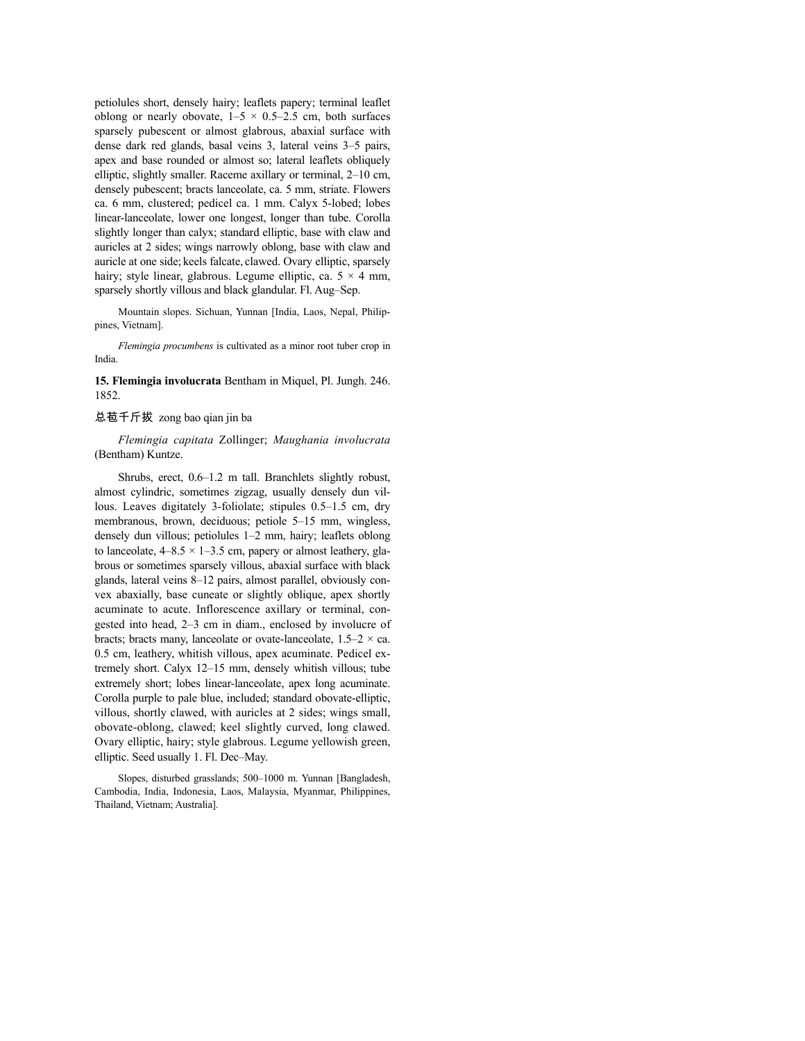petiolules short, densely hairy; leaflets papery; terminal leaflet oblong or nearly obovate, 1–5 × 0.5–2.5 cm, both surfaces sparsely pubescent or almost glabrous, abaxial surface with dense dark red glands, basal veins 3, lateral veins 3–5 pairs, apex and base rounded or almost so; lateral leaflets obliquely elliptic, slightly smaller. Raceme axillary or terminal, 2–10 cm, densely pubescent; bracts lanceolate, ca. 5 mm, striate. Flowers ca. 6 mm, clustered; pedicel ca. 1 mm. Calyx 5-lobed; lobes linear-lanceolate, lower one longest, longer than tube. Corolla slightly longer than calyx; standard elliptic, base with claw and auricles at 2 sides; wings narrowly oblong, base with claw and auricle at one side; keels falcate, clawed. Ovary elliptic, sparsely hairy; style linear, glabrous. Legume elliptic, ca. 5 × 4 mm, sparsely shortly villous and black glandular. Fl. Aug–Sep.

Mountain slopes. Sichuan, Yunnan [India, Laos, Nepal, Philippines, Vietnam].

*Flemingia procumbens* is cultivated as a minor root tuber crop in India.

**15. Flemingia involucrata** Bentham in Miquel, Pl. Jungh. 246. 1852.

总苞千斤拔 zong bao qian jin ba

*Flemingia capitata* Zollinger; *Maughania involucrata* (Bentham) Kuntze.

Shrubs, erect, 0.6–1.2 m tall. Branchlets slightly robust, almost cylindric, sometimes zigzag, usually densely dun villous. Leaves digitately 3-foliolate; stipules 0.5–1.5 cm, dry membranous, brown, deciduous; petiole 5–15 mm, wingless, densely dun villous; petiolules 1–2 mm, hairy; leaflets oblong to lanceolate, 4–8.5 × 1–3.5 cm, papery or almost leathery, glabrous or sometimes sparsely villous, abaxial surface with black glands, lateral veins 8–12 pairs, almost parallel, obviously convex abaxially, base cuneate or slightly oblique, apex shortly acuminate to acute. Inflorescence axillary or terminal, congested into head, 2–3 cm in diam., enclosed by involucre of bracts; bracts many, lanceolate or ovate-lanceolate, 1.5–2 × ca. 0.5 cm, leathery, whitish villous, apex acuminate. Pedicel extremely short. Calyx 12–15 mm, densely whitish villous; tube extremely short; lobes linear-lanceolate, apex long acuminate. Corolla purple to pale blue, included; standard obovate-elliptic, villous, shortly clawed, with auricles at 2 sides; wings small, obovate-oblong, clawed; keel slightly curved, long clawed. Ovary elliptic, hairy; style glabrous. Legume yellowish green, elliptic. Seed usually 1. Fl. Dec–May.

Slopes, disturbed grasslands; 500–1000 m. Yunnan [Bangladesh, Cambodia, India, Indonesia, Laos, Malaysia, Myanmar, Philippines, Thailand, Vietnam; Australia].